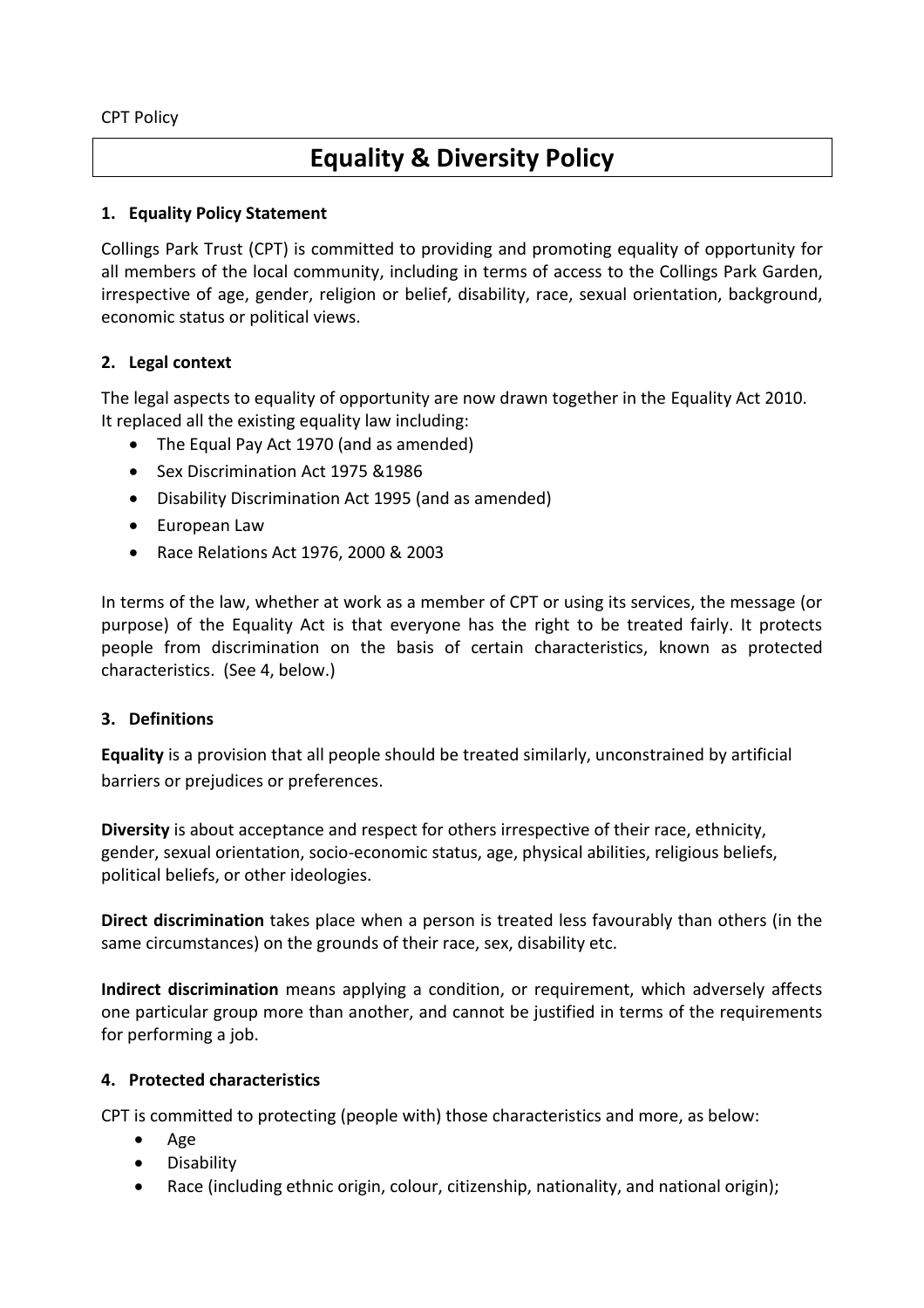CPT Policy

# Equality & Diversity Policy

### 1. Equality Policy Statement

Collings Park Trust (CPT) is committed to providing and promoting equality of opportunity for all members of the local community, including in terms of access to the Collings Park Garden, irrespective of age, gender, religion or belief, disability, race, sexual orientation, background, economic status or political views.

### 2. Legal context

The legal aspects to equality of opportunity are now drawn together in the Equality Act 2010. It replaced all the existing equality law including:

- The Equal Pay Act 1970 (and as amended)
- Sex Discrimination Act 1975 &1986
- Disability Discrimination Act 1995 (and as amended)
- European Law
- Race Relations Act 1976, 2000 & 2003

In terms of the law, whether at work as a member of CPT or using its services, the message (or purpose) of the Equality Act is that everyone has the right to be treated fairly. It protects people from discrimination on the basis of certain characteristics, known as protected characteristics. (See 4, below.)

### 3. Definitions

**Equality** is a provision that all people should be treated similarly, unconstrained by artificial barriers or prejudices or preferences.

**Diversity** is about acceptance and respect for others irrespective of their race, ethnicity, gender, sexual orientation, socio-economic status, age, physical abilities, religious beliefs, political beliefs, or other ideologies.

**Direct discrimination** takes place when a person is treated less favourably than others (in the same circumstances) on the grounds of their race, sex, disability etc.

**Indirect discrimination** means applying a condition, or requirement, which adversely affects one particular group more than another, and cannot be justified in terms of the requirements for performing a job.

### 4. Protected characteristics

CPT is committed to protecting (people with) those characteristics and more, as below:

- Age
- Disability
- Race (including ethnic origin, colour, citizenship, nationality, and national origin);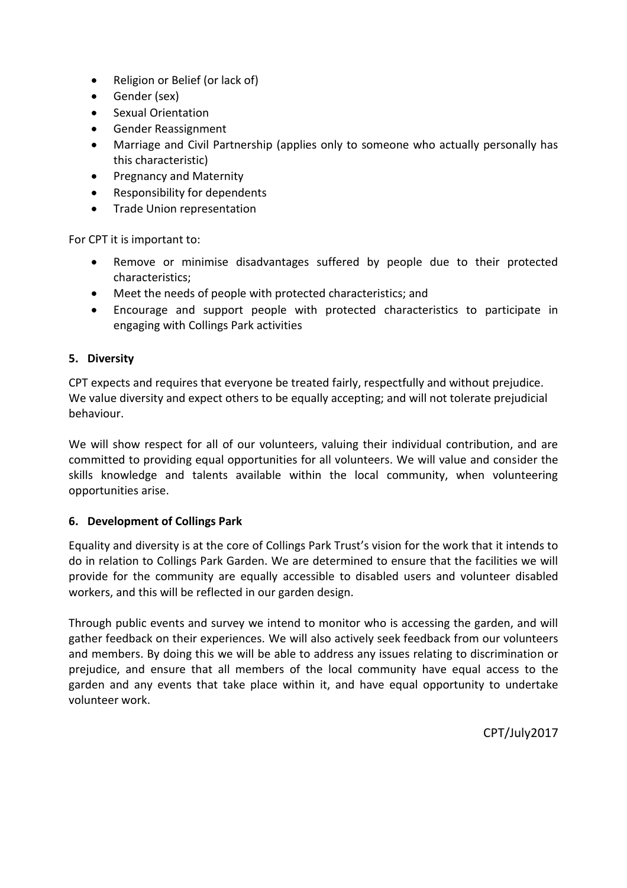- Religion or Belief (or lack of)
- Gender (sex)
- Sexual Orientation
- Gender Reassignment
- Marriage and Civil Partnership (applies only to someone who actually personally has this characteristic)
- Pregnancy and Maternity
- Responsibility for dependents
- Trade Union representation

For CPT it is important to:

- Remove or minimise disadvantages suffered by people due to their protected characteristics;
- Meet the needs of people with protected characteristics; and
- Encourage and support people with protected characteristics to participate in engaging with Collings Park activities

## 5. Diversity

CPT expects and requires that everyone be treated fairly, respectfully and without prejudice. We value diversity and expect others to be equally accepting; and will not tolerate prejudicial behaviour.

We will show respect for all of our volunteers, valuing their individual contribution, and are committed to providing equal opportunities for all volunteers. We will value and consider the skills knowledge and talents available within the local community, when volunteering opportunities arise.

## 6. Development of Collings Park

Equality and diversity is at the core of Collings Park Trust's vision for the work that it intends to do in relation to Collings Park Garden. We are determined to ensure that the facilities we will provide for the community are equally accessible to disabled users and volunteer disabled workers, and this will be reflected in our garden design.

Through public events and survey we intend to monitor who is accessing the garden, and will gather feedback on their experiences. We will also actively seek feedback from our volunteers and members. By doing this we will be able to address any issues relating to discrimination or prejudice, and ensure that all members of the local community have equal access to the garden and any events that take place within it, and have equal opportunity to undertake volunteer work.

CPT/July2017